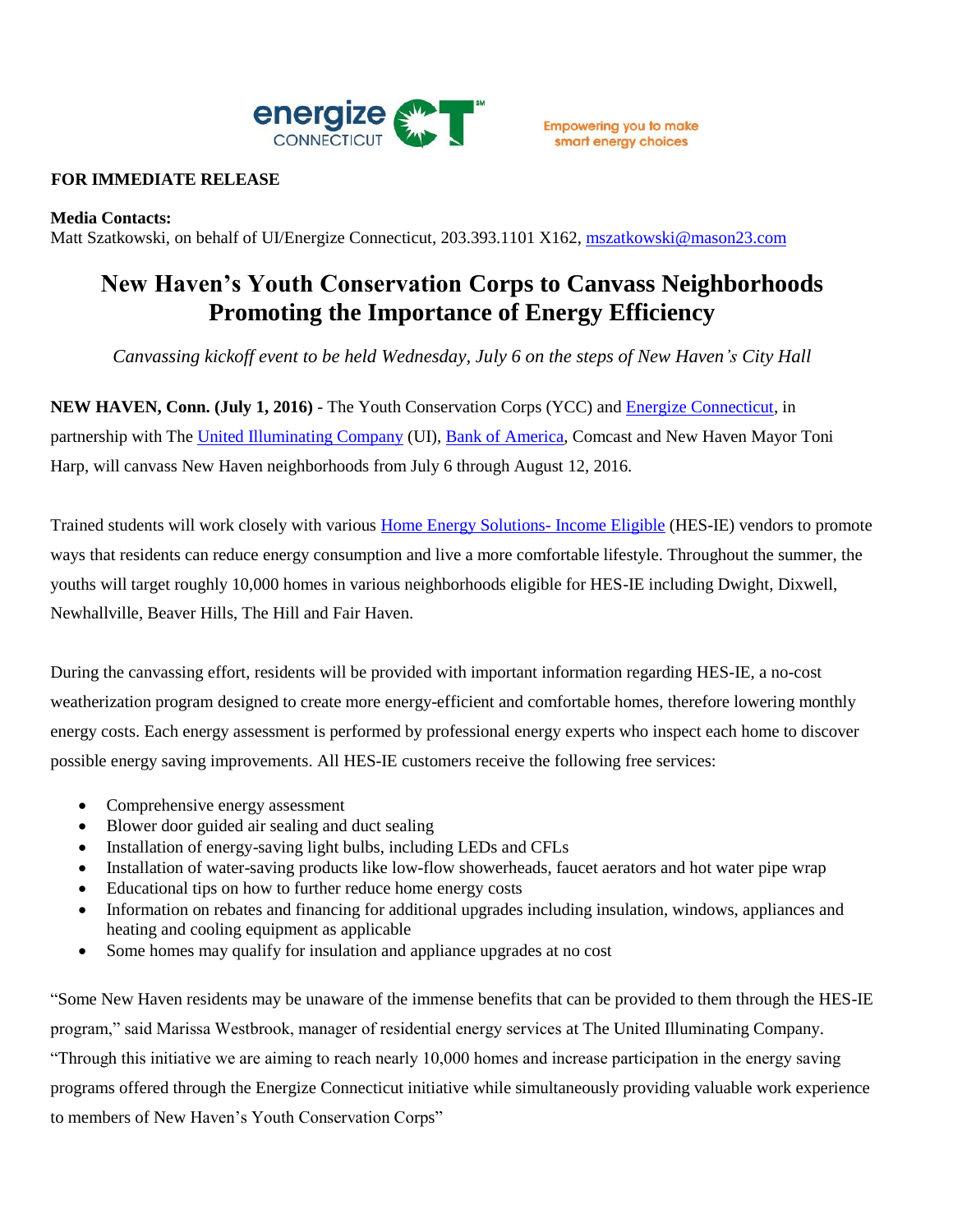energize CONNECTICUT — Empowering you to make smart energy choices

**FOR IMMEDIATE RELEASE**

**Media Contacts:**
Matt Szatkowski, on behalf of UI/Energize Connecticut, 203.393.1101 X162, mszatkowski@mason23.com

# New Haven's Youth Conservation Corps to Canvass Neighborhoods Promoting the Importance of Energy Efficiency

*Canvassing kickoff event to be held Wednesday, July 6 on the steps of New Haven's City Hall*

**NEW HAVEN, Conn. (July 1, 2016)** - The Youth Conservation Corps (YCC) and Energize Connecticut, in partnership with The United Illuminating Company (UI), Bank of America, Comcast and New Haven Mayor Toni Harp, will canvass New Haven neighborhoods from July 6 through August 12, 2016.

Trained students will work closely with various Home Energy Solutions- Income Eligible (HES-IE) vendors to promote ways that residents can reduce energy consumption and live a more comfortable lifestyle. Throughout the summer, the youths will target roughly 10,000 homes in various neighborhoods eligible for HES-IE including Dwight, Dixwell, Newhallville, Beaver Hills, The Hill and Fair Haven.

During the canvassing effort, residents will be provided with important information regarding HES-IE, a no-cost weatherization program designed to create more energy-efficient and comfortable homes, therefore lowering monthly energy costs. Each energy assessment is performed by professional energy experts who inspect each home to discover possible energy saving improvements. All HES-IE customers receive the following free services:

- Comprehensive energy assessment
- Blower door guided air sealing and duct sealing
- Installation of energy-saving light bulbs, including LEDs and CFLs
- Installation of water-saving products like low-flow showerheads, faucet aerators and hot water pipe wrap
- Educational tips on how to further reduce home energy costs
- Information on rebates and financing for additional upgrades including insulation, windows, appliances and heating and cooling equipment as applicable
- Some homes may qualify for insulation and appliance upgrades at no cost

"Some New Haven residents may be unaware of the immense benefits that can be provided to them through the HES-IE program," said Marissa Westbrook, manager of residential energy services at The United Illuminating Company. "Through this initiative we are aiming to reach nearly 10,000 homes and increase participation in the energy saving programs offered through the Energize Connecticut initiative while simultaneously providing valuable work experience to members of New Haven's Youth Conservation Corps"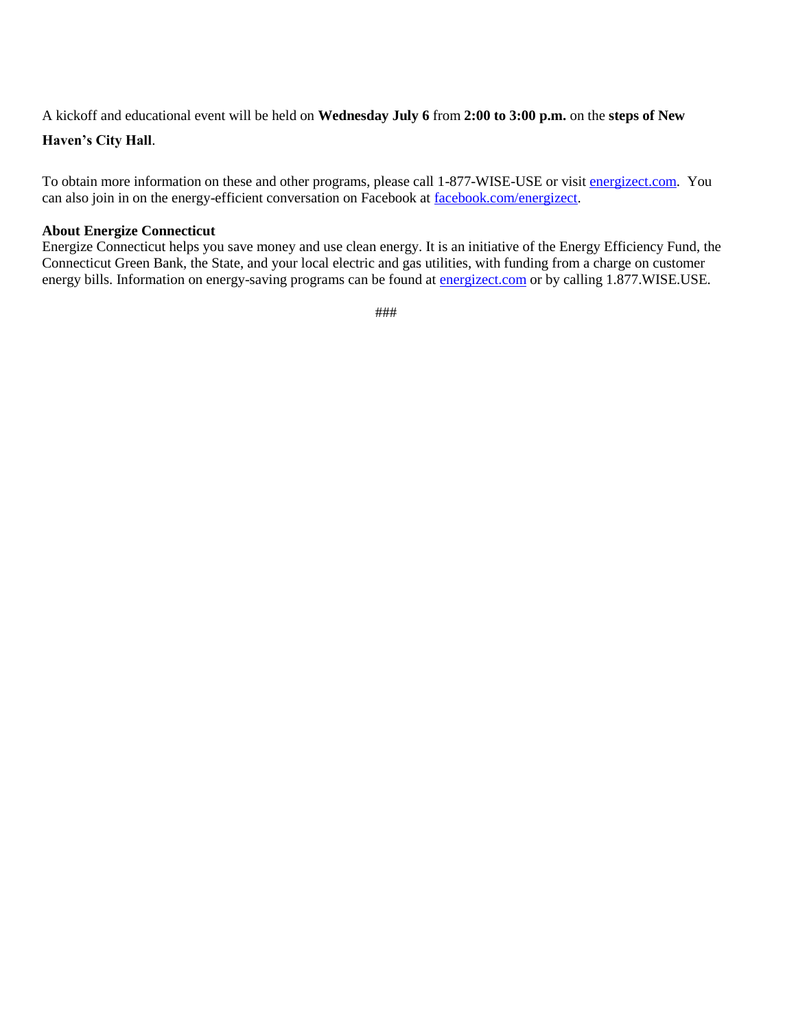A kickoff and educational event will be held on **Wednesday July 6** from **2:00 to 3:00 p.m.** on the **steps of New Haven's City Hall**.

To obtain more information on these and other programs, please call 1-877-WISE-USE or visit energizect.com. You can also join in on the energy-efficient conversation on Facebook at facebook.com/energizect.

**About Energize Connecticut**
Energize Connecticut helps you save money and use clean energy. It is an initiative of the Energy Efficiency Fund, the Connecticut Green Bank, the State, and your local electric and gas utilities, with funding from a charge on customer energy bills. Information on energy-saving programs can be found at energizect.com or by calling 1.877.WISE.USE.

###